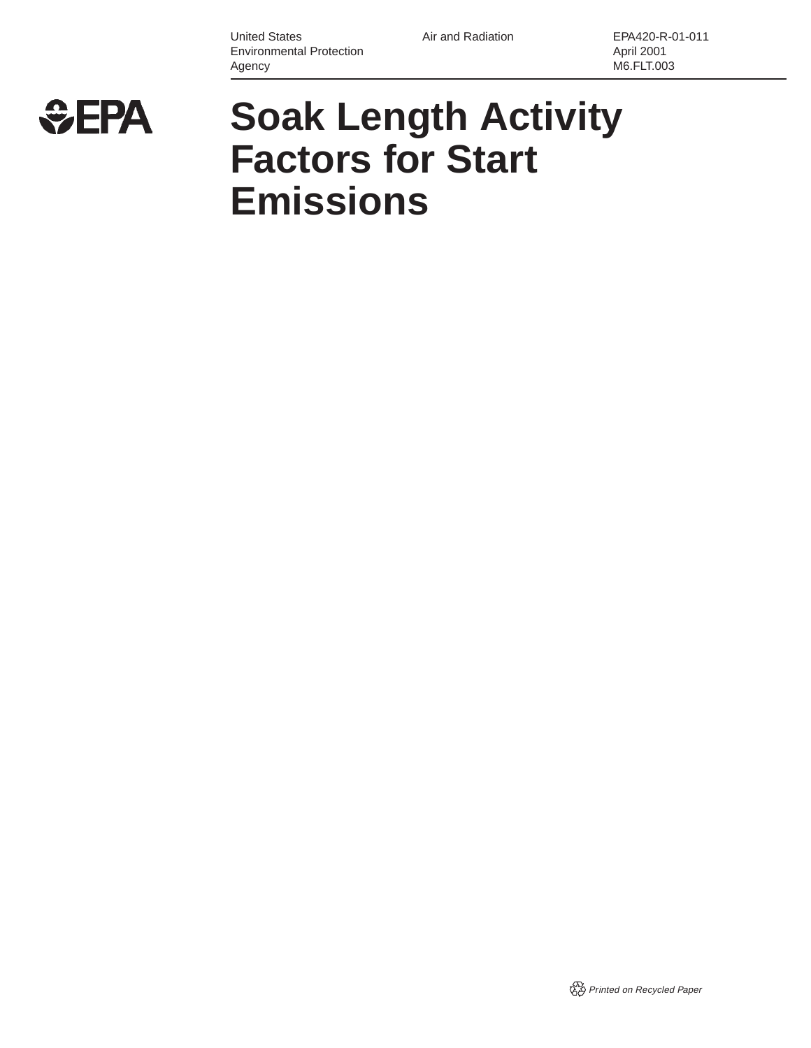United States Environmental Protection Agency

Air and Radiation

EPA420-R-01-011
April 2001
M6.FLT.003

# Soak Length Activity Factors for Start Emissions

*Printed on Recycled Paper*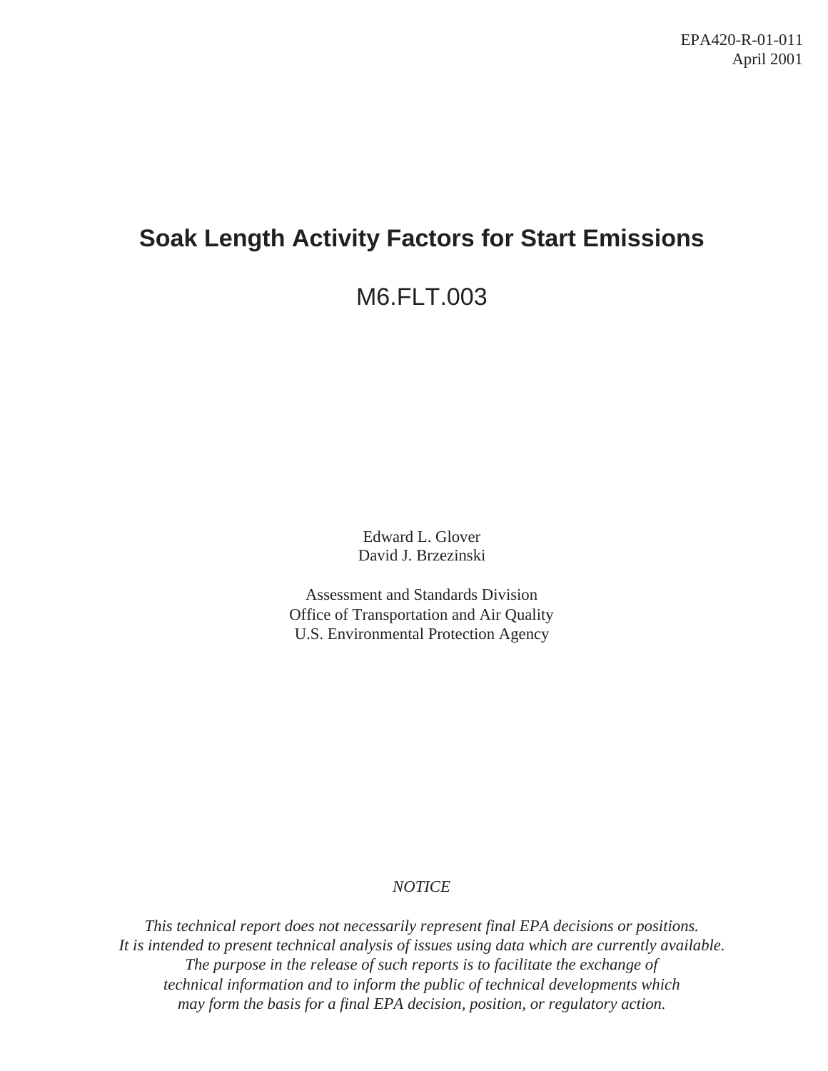EPA420-R-01-011
April 2001

# Soak Length Activity Factors for Start Emissions

## M6.FLT.003

Edward L. Glover
David J. Brzezinski

Assessment and Standards Division
Office of Transportation and Air Quality
U.S. Environmental Protection Agency

*NOTICE*

*This technical report does not necessarily represent final EPA decisions or positions. It is intended to present technical analysis of issues using data which are currently available. The purpose in the release of such reports is to facilitate the exchange of technical information and to inform the public of technical developments which may form the basis for a final EPA decision, position, or regulatory action.*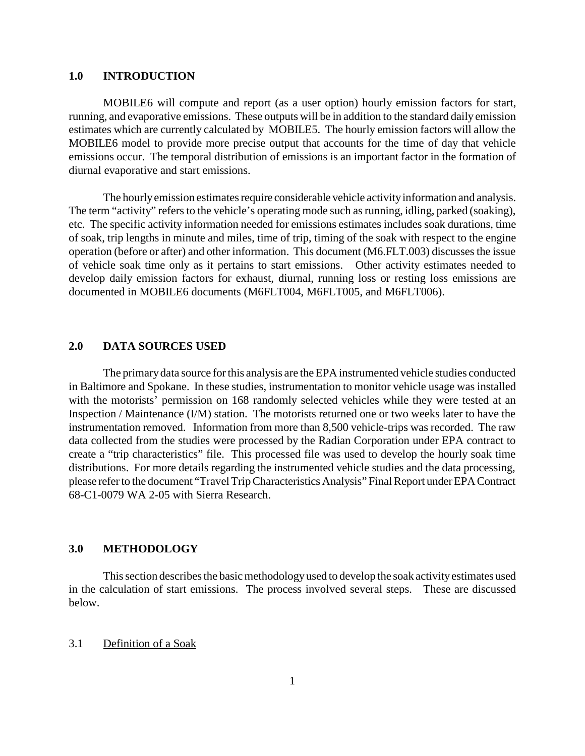## 1.0 INTRODUCTION

MOBILE6 will compute and report (as a user option) hourly emission factors for start, running, and evaporative emissions. These outputs will be in addition to the standard daily emission estimates which are currently calculated by MOBILE5. The hourly emission factors will allow the MOBILE6 model to provide more precise output that accounts for the time of day that vehicle emissions occur. The temporal distribution of emissions is an important factor in the formation of diurnal evaporative and start emissions.

The hourly emission estimates require considerable vehicle activity information and analysis. The term "activity" refers to the vehicle's operating mode such as running, idling, parked (soaking), etc. The specific activity information needed for emissions estimates includes soak durations, time of soak, trip lengths in minute and miles, time of trip, timing of the soak with respect to the engine operation (before or after) and other information. This document (M6.FLT.003) discusses the issue of vehicle soak time only as it pertains to start emissions. Other activity estimates needed to develop daily emission factors for exhaust, diurnal, running loss or resting loss emissions are documented in MOBILE6 documents (M6FLT004, M6FLT005, and M6FLT006).

## 2.0 DATA SOURCES USED

The primary data source for this analysis are the EPA instrumented vehicle studies conducted in Baltimore and Spokane. In these studies, instrumentation to monitor vehicle usage was installed with the motorists' permission on 168 randomly selected vehicles while they were tested at an Inspection / Maintenance (I/M) station. The motorists returned one or two weeks later to have the instrumentation removed. Information from more than 8,500 vehicle-trips was recorded. The raw data collected from the studies were processed by the Radian Corporation under EPA contract to create a "trip characteristics" file. This processed file was used to develop the hourly soak time distributions. For more details regarding the instrumented vehicle studies and the data processing, please refer to the document "Travel Trip Characteristics Analysis" Final Report under EPA Contract 68-C1-0079 WA 2-05 with Sierra Research.

## 3.0 METHODOLOGY

This section describes the basic methodology used to develop the soak activity estimates used in the calculation of start emissions. The process involved several steps. These are discussed below.

### 3.1 Definition of a Soak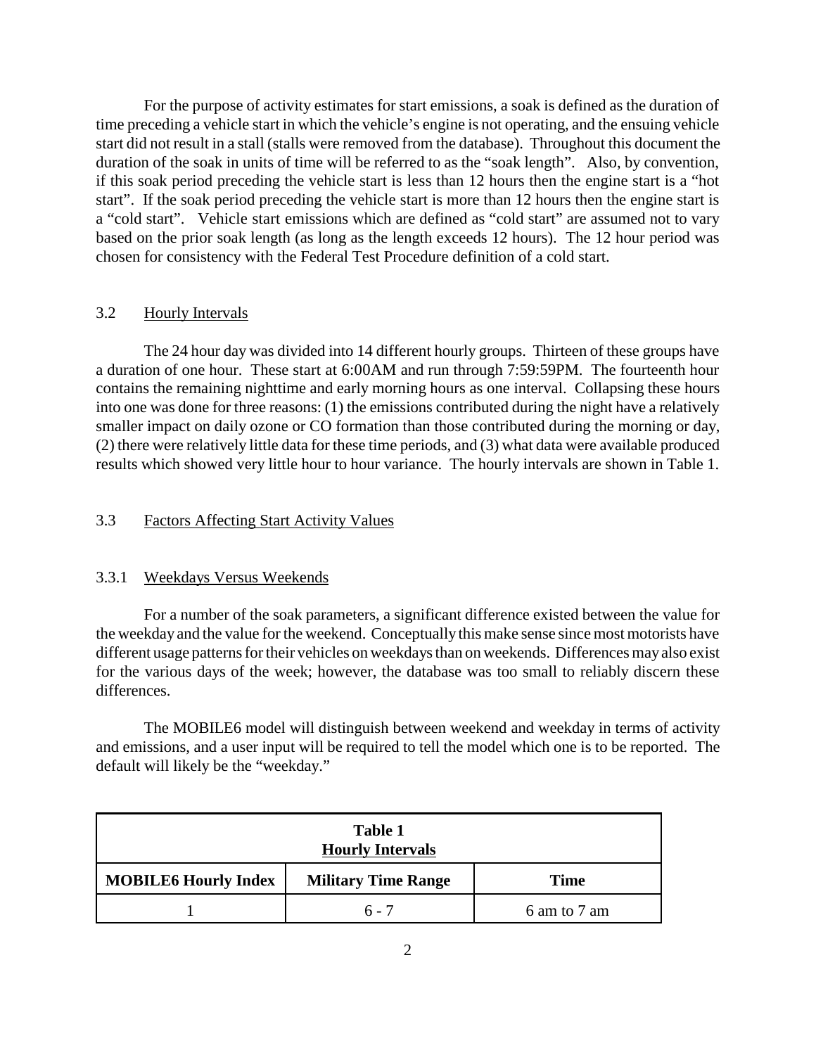For the purpose of activity estimates for start emissions, a soak is defined as the duration of time preceding a vehicle start in which the vehicle's engine is not operating, and the ensuing vehicle start did not result in a stall (stalls were removed from the database). Throughout this document the duration of the soak in units of time will be referred to as the "soak length". Also, by convention, if this soak period preceding the vehicle start is less than 12 hours then the engine start is a "hot start". If the soak period preceding the vehicle start is more than 12 hours then the engine start is a "cold start". Vehicle start emissions which are defined as "cold start" are assumed not to vary based on the prior soak length (as long as the length exceeds 12 hours). The 12 hour period was chosen for consistency with the Federal Test Procedure definition of a cold start.

### 3.2 Hourly Intervals

The 24 hour day was divided into 14 different hourly groups. Thirteen of these groups have a duration of one hour. These start at 6:00AM and run through 7:59:59PM. The fourteenth hour contains the remaining nighttime and early morning hours as one interval. Collapsing these hours into one was done for three reasons: (1) the emissions contributed during the night have a relatively smaller impact on daily ozone or CO formation than those contributed during the morning or day, (2) there were relatively little data for these time periods, and (3) what data were available produced results which showed very little hour to hour variance. The hourly intervals are shown in Table 1.

### 3.3 Factors Affecting Start Activity Values

#### 3.3.1 Weekdays Versus Weekends

For a number of the soak parameters, a significant difference existed between the value for the weekday and the value for the weekend. Conceptually this make sense since most motorists have different usage patterns for their vehicles on weekdays than on weekends. Differences may also exist for the various days of the week; however, the database was too small to reliably discern these differences.

The MOBILE6 model will distinguish between weekend and weekday in terms of activity and emissions, and a user input will be required to tell the model which one is to be reported. The default will likely be the "weekday."

**Table 1**
**Hourly Intervals**

| MOBILE6 Hourly Index | Military Time Range | Time |
|---|---|---|
| 1 | 6 - 7 | 6 am to 7 am |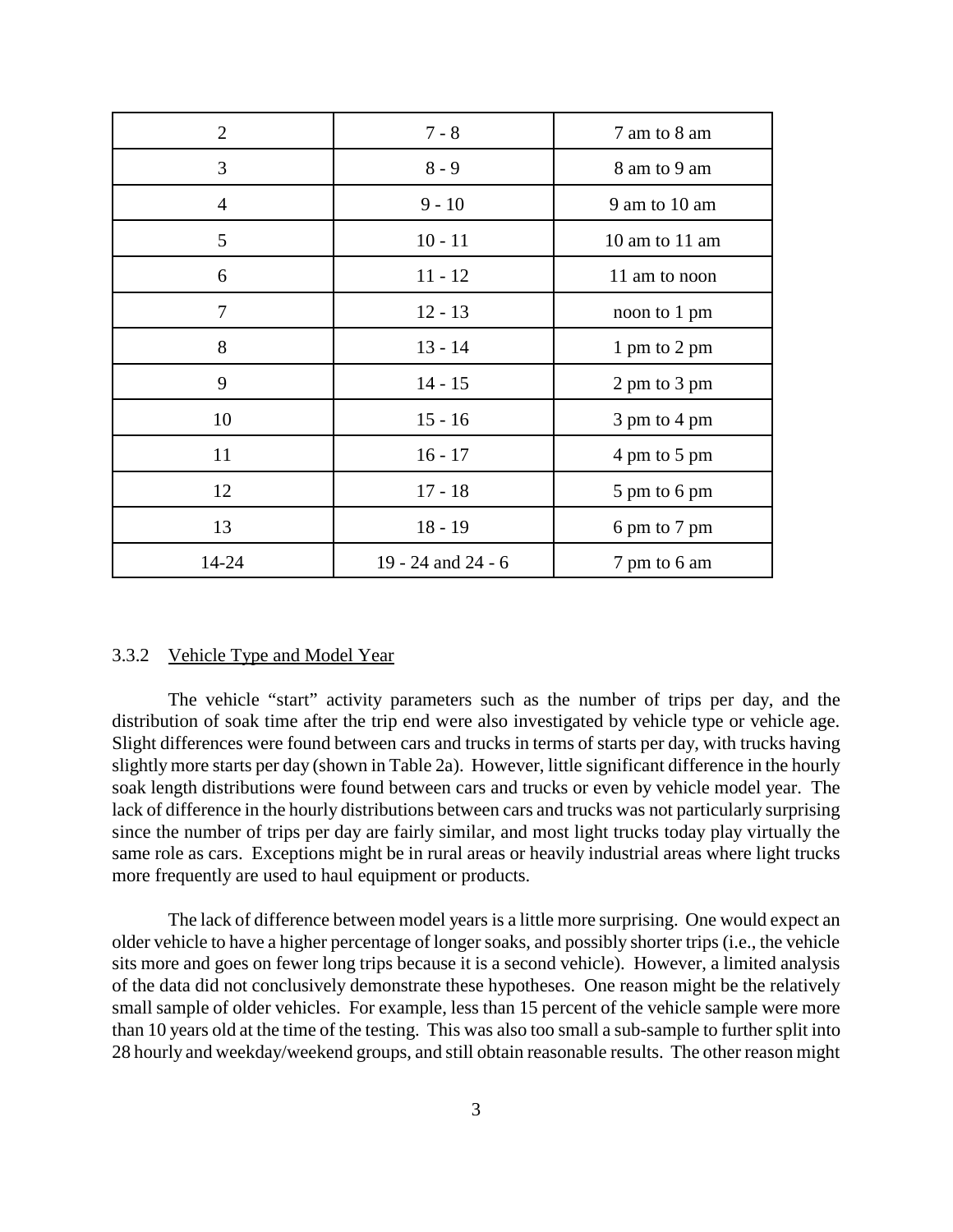| 2 | 7 - 8 | 7 am to 8 am |
|---|---|---|
| 3 | 8 - 9 | 8 am to 9 am |
| 4 | 9 - 10 | 9 am to 10 am |
| 5 | 10 - 11 | 10 am to 11 am |
| 6 | 11 - 12 | 11 am to noon |
| 7 | 12 - 13 | noon to 1 pm |
| 8 | 13 - 14 | 1 pm to 2 pm |
| 9 | 14 - 15 | 2 pm to 3 pm |
| 10 | 15 - 16 | 3 pm to 4 pm |
| 11 | 16 - 17 | 4 pm to 5 pm |
| 12 | 17 - 18 | 5 pm to 6 pm |
| 13 | 18 - 19 | 6 pm to 7 pm |
| 14-24 | 19 - 24 and 24 - 6 | 7 pm to 6 am |

### 3.3.2 Vehicle Type and Model Year

The vehicle "start" activity parameters such as the number of trips per day, and the distribution of soak time after the trip end were also investigated by vehicle type or vehicle age. Slight differences were found between cars and trucks in terms of starts per day, with trucks having slightly more starts per day (shown in Table 2a). However, little significant difference in the hourly soak length distributions were found between cars and trucks or even by vehicle model year. The lack of difference in the hourly distributions between cars and trucks was not particularly surprising since the number of trips per day are fairly similar, and most light trucks today play virtually the same role as cars. Exceptions might be in rural areas or heavily industrial areas where light trucks more frequently are used to haul equipment or products.

The lack of difference between model years is a little more surprising. One would expect an older vehicle to have a higher percentage of longer soaks, and possibly shorter trips (i.e., the vehicle sits more and goes on fewer long trips because it is a second vehicle). However, a limited analysis of the data did not conclusively demonstrate these hypotheses. One reason might be the relatively small sample of older vehicles. For example, less than 15 percent of the vehicle sample were more than 10 years old at the time of the testing. This was also too small a sub-sample to further split into 28 hourly and weekday/weekend groups, and still obtain reasonable results. The other reason might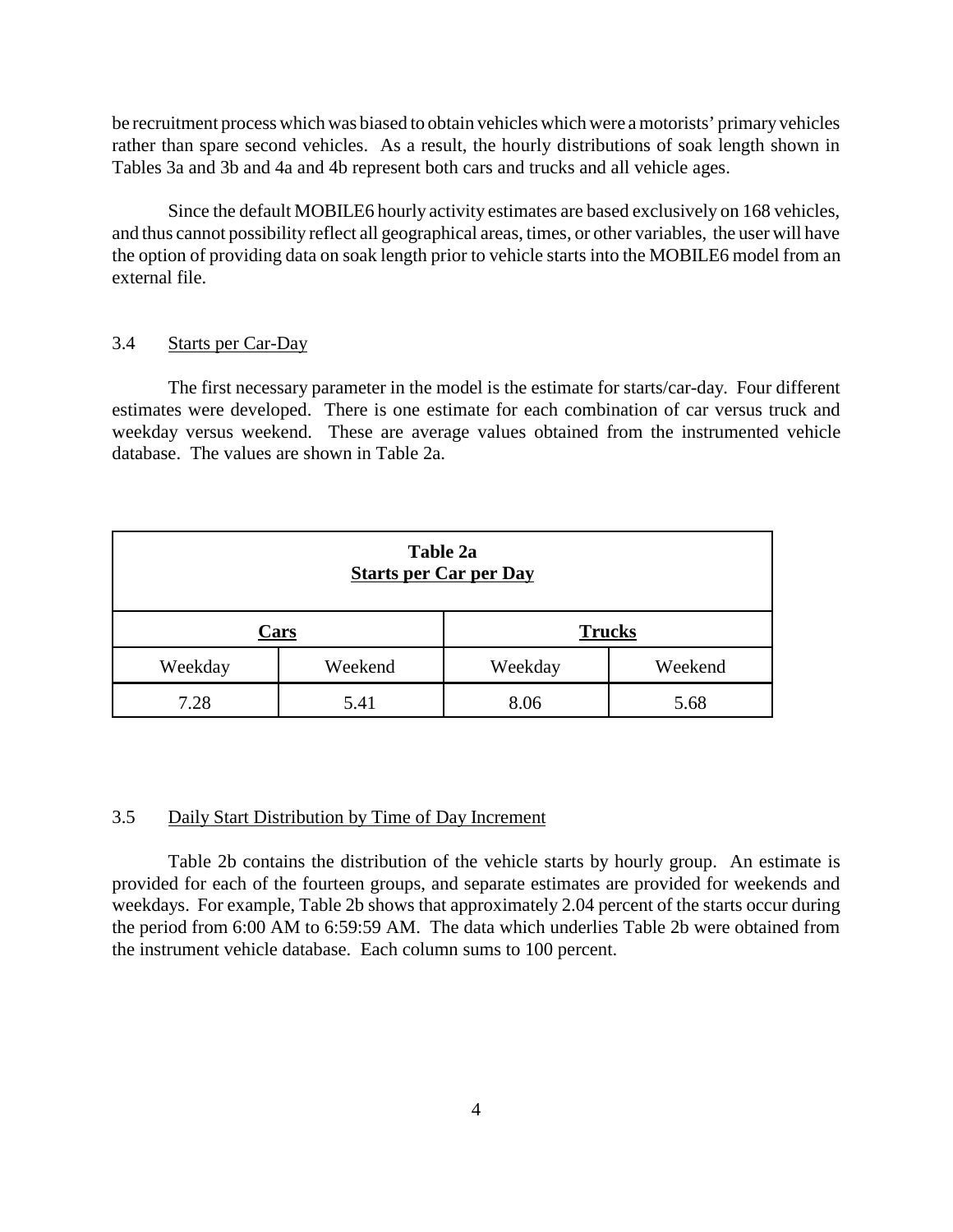be recruitment process which was biased to obtain vehicles which were a motorists' primary vehicles rather than spare second vehicles. As a result, the hourly distributions of soak length shown in Tables 3a and 3b and 4a and 4b represent both cars and trucks and all vehicle ages.

Since the default MOBILE6 hourly activity estimates are based exclusively on 168 vehicles, and thus cannot possibility reflect all geographical areas, times, or other variables, the user will have the option of providing data on soak length prior to vehicle starts into the MOBILE6 model from an external file.

### 3.4 Starts per Car-Day

The first necessary parameter in the model is the estimate for starts/car-day. Four different estimates were developed. There is one estimate for each combination of car versus truck and weekday versus weekend. These are average values obtained from the instrumented vehicle database. The values are shown in Table 2a.

**Table 2a**
**Starts per Car per Day**

| **Cars** | | **Trucks** | |
|---|---|---|---|
| Weekday | Weekend | Weekday | Weekend |
| 7.28 | 5.41 | 8.06 | 5.68 |

### 3.5 Daily Start Distribution by Time of Day Increment

Table 2b contains the distribution of the vehicle starts by hourly group. An estimate is provided for each of the fourteen groups, and separate estimates are provided for weekends and weekdays. For example, Table 2b shows that approximately 2.04 percent of the starts occur during the period from 6:00 AM to 6:59:59 AM. The data which underlies Table 2b were obtained from the instrument vehicle database. Each column sums to 100 percent.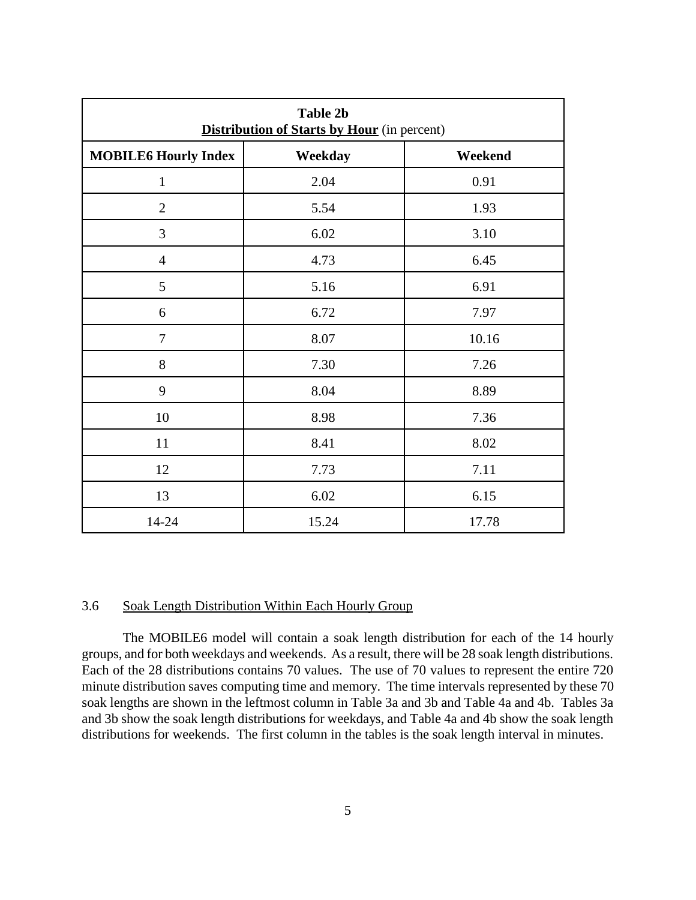**Table 2b**
**Distribution of Starts by Hour** (in percent)

| MOBILE6 Hourly Index | Weekday | Weekend |
|---|---|---|
| 1 | 2.04 | 0.91 |
| 2 | 5.54 | 1.93 |
| 3 | 6.02 | 3.10 |
| 4 | 4.73 | 6.45 |
| 5 | 5.16 | 6.91 |
| 6 | 6.72 | 7.97 |
| 7 | 8.07 | 10.16 |
| 8 | 7.30 | 7.26 |
| 9 | 8.04 | 8.89 |
| 10 | 8.98 | 7.36 |
| 11 | 8.41 | 8.02 |
| 12 | 7.73 | 7.11 |
| 13 | 6.02 | 6.15 |
| 14-24 | 15.24 | 17.78 |

### 3.6 Soak Length Distribution Within Each Hourly Group

The MOBILE6 model will contain a soak length distribution for each of the 14 hourly groups, and for both weekdays and weekends. As a result, there will be 28 soak length distributions. Each of the 28 distributions contains 70 values. The use of 70 values to represent the entire 720 minute distribution saves computing time and memory. The time intervals represented by these 70 soak lengths are shown in the leftmost column in Table 3a and 3b and Table 4a and 4b. Tables 3a and 3b show the soak length distributions for weekdays, and Table 4a and 4b show the soak length distributions for weekends. The first column in the tables is the soak length interval in minutes.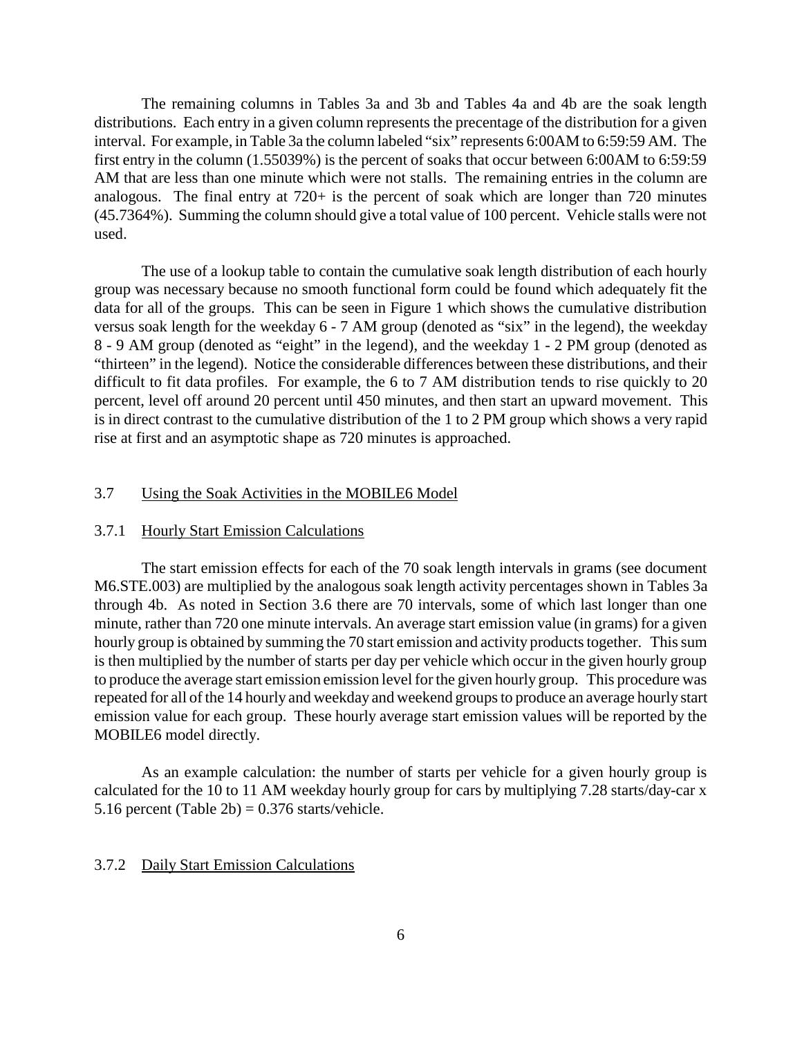The remaining columns in Tables 3a and 3b and Tables 4a and 4b are the soak length distributions. Each entry in a given column represents the precentage of the distribution for a given interval. For example, in Table 3a the column labeled "six" represents 6:00AM to 6:59:59 AM. The first entry in the column (1.55039%) is the percent of soaks that occur between 6:00AM to 6:59:59 AM that are less than one minute which were not stalls. The remaining entries in the column are analogous. The final entry at 720+ is the percent of soak which are longer than 720 minutes (45.7364%). Summing the column should give a total value of 100 percent. Vehicle stalls were not used.

The use of a lookup table to contain the cumulative soak length distribution of each hourly group was necessary because no smooth functional form could be found which adequately fit the data for all of the groups. This can be seen in Figure 1 which shows the cumulative distribution versus soak length for the weekday 6 - 7 AM group (denoted as "six" in the legend), the weekday 8 - 9 AM group (denoted as "eight" in the legend), and the weekday 1 - 2 PM group (denoted as "thirteen" in the legend). Notice the considerable differences between these distributions, and their difficult to fit data profiles. For example, the 6 to 7 AM distribution tends to rise quickly to 20 percent, level off around 20 percent until 450 minutes, and then start an upward movement. This is in direct contrast to the cumulative distribution of the 1 to 2 PM group which shows a very rapid rise at first and an asymptotic shape as 720 minutes is approached.

## 3.7 Using the Soak Activities in the MOBILE6 Model

### 3.7.1 Hourly Start Emission Calculations

The start emission effects for each of the 70 soak length intervals in grams (see document M6.STE.003) are multiplied by the analogous soak length activity percentages shown in Tables 3a through 4b. As noted in Section 3.6 there are 70 intervals, some of which last longer than one minute, rather than 720 one minute intervals. An average start emission value (in grams) for a given hourly group is obtained by summing the 70 start emission and activity products together. This sum is then multiplied by the number of starts per day per vehicle which occur in the given hourly group to produce the average start emission emission level for the given hourly group. This procedure was repeated for all of the 14 hourly and weekday and weekend groups to produce an average hourly start emission value for each group. These hourly average start emission values will be reported by the MOBILE6 model directly.

As an example calculation: the number of starts per vehicle for a given hourly group is calculated for the 10 to 11 AM weekday hourly group for cars by multiplying 7.28 starts/day-car x 5.16 percent (Table 2b) = 0.376 starts/vehicle.

### 3.7.2 Daily Start Emission Calculations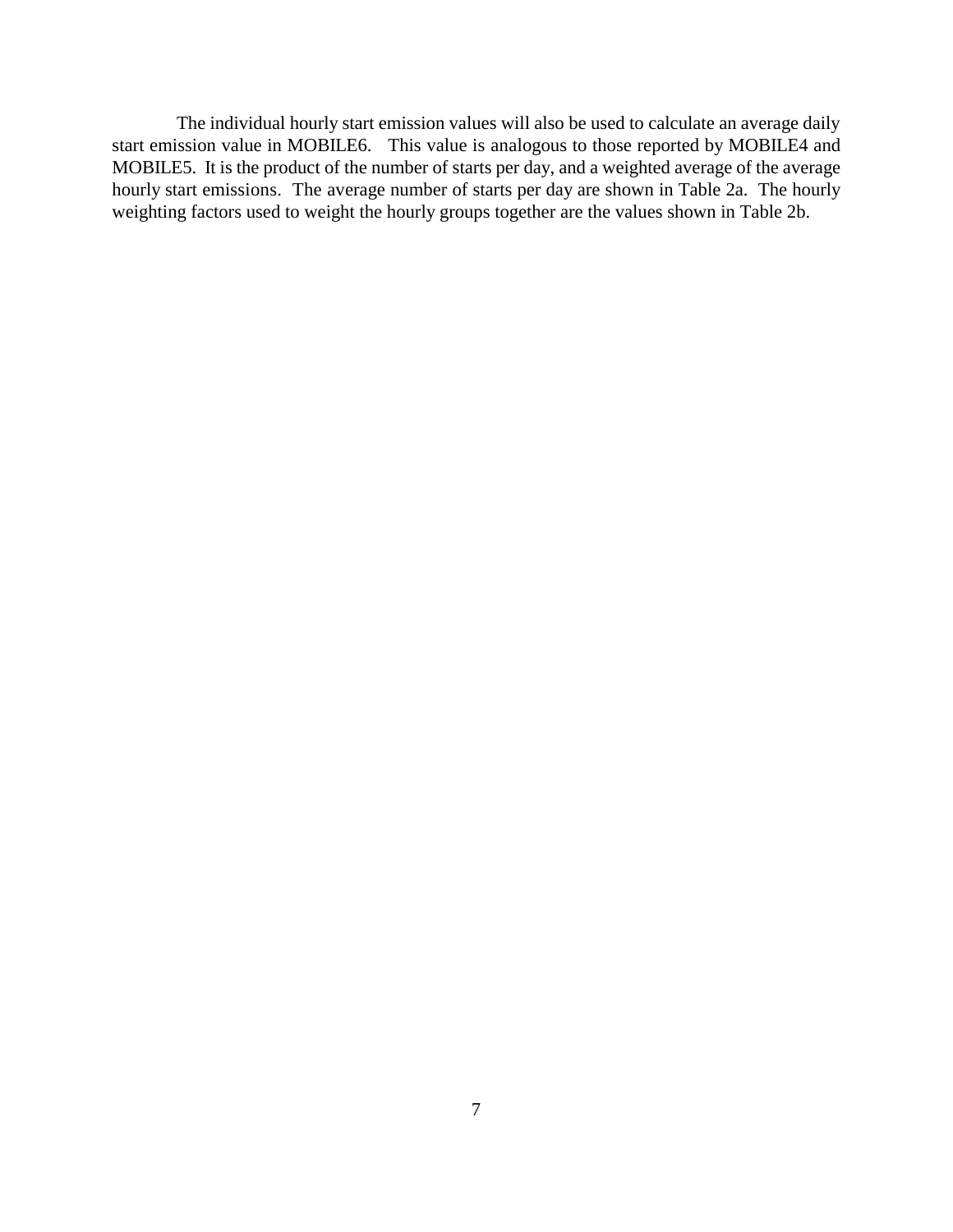The individual hourly start emission values will also be used to calculate an average daily start emission value in MOBILE6. This value is analogous to those reported by MOBILE4 and MOBILE5. It is the product of the number of starts per day, and a weighted average of the average hourly start emissions. The average number of starts per day are shown in Table 2a. The hourly weighting factors used to weight the hourly groups together are the values shown in Table 2b.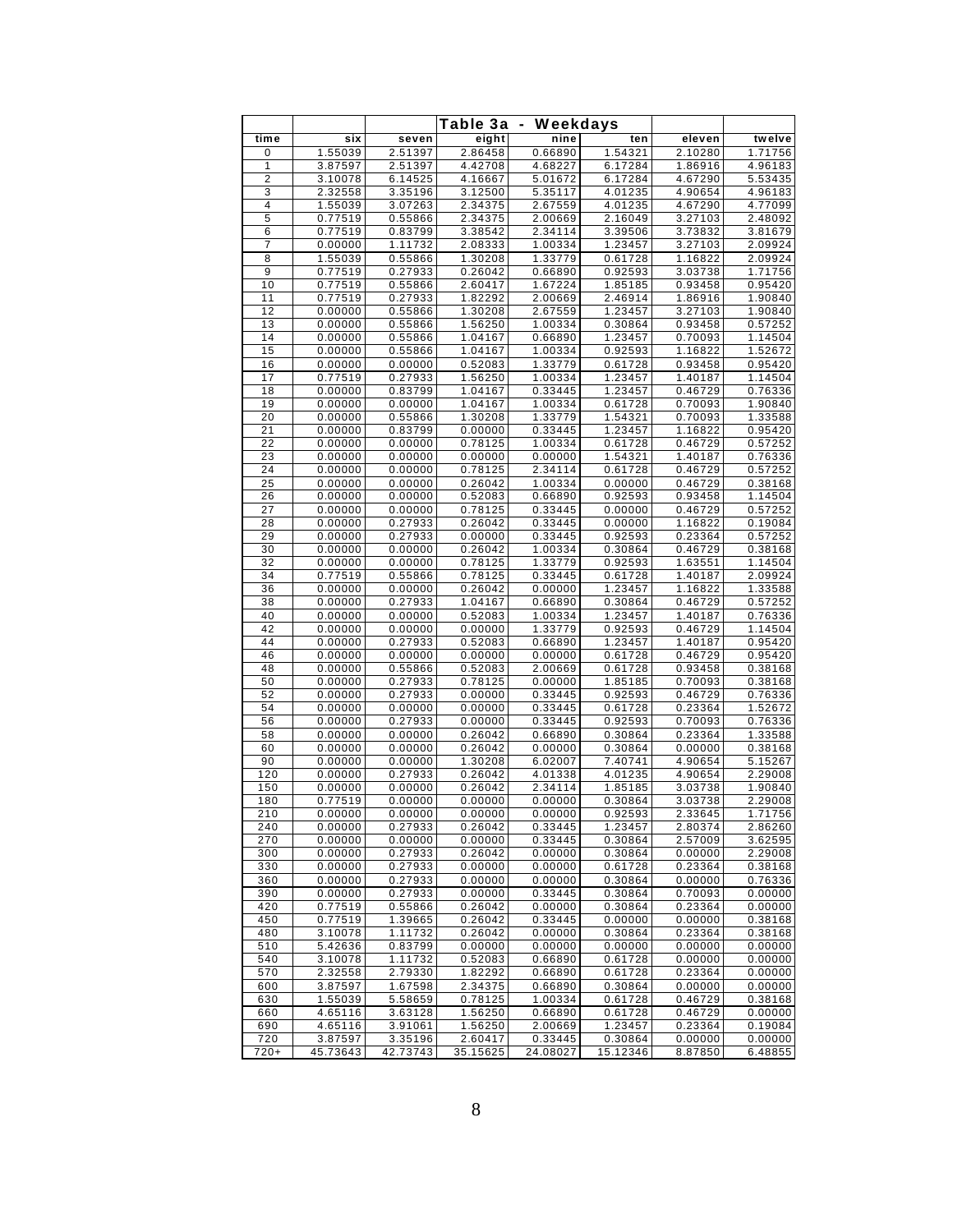| | | Table 3a - Weekdays | | | | |
|---|---|---|---|---|---|---|
| time | six | seven | eight | nine | ten | eleven | twelve |
| 0 | 1.55039 | 2.51397 | 2.86458 | 0.66890 | 1.54321 | 2.10280 | 1.71756 |
| 1 | 3.87597 | 2.51397 | 4.42708 | 4.68227 | 6.17284 | 1.86916 | 4.96183 |
| 2 | 3.10078 | 6.14525 | 4.16667 | 5.01672 | 6.17284 | 4.67290 | 5.53435 |
| 3 | 2.32558 | 3.35196 | 3.12500 | 5.35117 | 4.01235 | 4.90654 | 4.96183 |
| 4 | 1.55039 | 3.07263 | 2.34375 | 2.67559 | 4.01235 | 4.67290 | 4.77099 |
| 5 | 0.77519 | 0.55866 | 2.34375 | 2.00669 | 2.16049 | 3.27103 | 2.48092 |
| 6 | 0.77519 | 0.83799 | 3.38542 | 2.34114 | 3.39506 | 3.73832 | 3.81679 |
| 7 | 0.00000 | 1.11732 | 2.08333 | 1.00334 | 1.23457 | 3.27103 | 2.09924 |
| 8 | 1.55039 | 0.55866 | 1.30208 | 1.33779 | 0.61728 | 1.16822 | 2.09924 |
| 9 | 0.77519 | 0.27933 | 0.26042 | 0.66890 | 0.92593 | 3.03738 | 1.71756 |
| 10 | 0.77519 | 0.55866 | 2.60417 | 1.67224 | 1.85185 | 0.93458 | 0.95420 |
| 11 | 0.77519 | 0.27933 | 1.82292 | 2.00669 | 2.46914 | 1.86916 | 1.90840 |
| 12 | 0.00000 | 0.55866 | 1.30208 | 2.67559 | 1.23457 | 3.27103 | 1.90840 |
| 13 | 0.00000 | 0.55866 | 1.56250 | 1.00334 | 0.30864 | 0.93458 | 0.57252 |
| 14 | 0.00000 | 0.55866 | 1.04167 | 0.66890 | 1.23457 | 0.70093 | 1.14504 |
| 15 | 0.00000 | 0.55866 | 1.04167 | 1.00334 | 0.92593 | 1.16822 | 1.52672 |
| 16 | 0.00000 | 0.00000 | 0.52083 | 1.33779 | 0.61728 | 0.93458 | 0.95420 |
| 17 | 0.77519 | 0.27933 | 1.56250 | 1.00334 | 1.23457 | 1.40187 | 1.14504 |
| 18 | 0.00000 | 0.83799 | 1.04167 | 0.33445 | 1.23457 | 0.46729 | 0.76336 |
| 19 | 0.00000 | 0.00000 | 1.04167 | 1.00334 | 0.61728 | 0.70093 | 1.90840 |
| 20 | 0.00000 | 0.55866 | 1.30208 | 1.33779 | 1.54321 | 0.70093 | 1.33588 |
| 21 | 0.00000 | 0.83799 | 0.00000 | 0.33445 | 1.23457 | 1.16822 | 0.95420 |
| 22 | 0.00000 | 0.00000 | 0.78125 | 1.00334 | 0.61728 | 0.46729 | 0.57252 |
| 23 | 0.00000 | 0.00000 | 0.00000 | 0.00000 | 1.54321 | 1.40187 | 0.76336 |
| 24 | 0.00000 | 0.00000 | 0.78125 | 2.34114 | 0.61728 | 0.46729 | 0.57252 |
| 25 | 0.00000 | 0.00000 | 0.26042 | 1.00334 | 0.00000 | 0.46729 | 0.38168 |
| 26 | 0.00000 | 0.00000 | 0.52083 | 0.66890 | 0.92593 | 0.93458 | 1.14504 |
| 27 | 0.00000 | 0.00000 | 0.78125 | 0.33445 | 0.00000 | 0.46729 | 0.57252 |
| 28 | 0.00000 | 0.27933 | 0.26042 | 0.33445 | 0.00000 | 1.16822 | 0.19084 |
| 29 | 0.00000 | 0.27933 | 0.00000 | 0.33445 | 0.92593 | 0.23364 | 0.57252 |
| 30 | 0.00000 | 0.00000 | 0.26042 | 1.00334 | 0.30864 | 0.46729 | 0.38168 |
| 32 | 0.00000 | 0.00000 | 0.78125 | 1.33779 | 0.92593 | 1.63551 | 1.14504 |
| 34 | 0.77519 | 0.55866 | 0.78125 | 0.33445 | 0.61728 | 1.40187 | 2.09924 |
| 36 | 0.00000 | 0.00000 | 0.26042 | 0.00000 | 1.23457 | 1.16822 | 1.33588 |
| 38 | 0.00000 | 0.27933 | 1.04167 | 0.66890 | 0.30864 | 0.46729 | 0.57252 |
| 40 | 0.00000 | 0.00000 | 0.52083 | 1.00334 | 1.23457 | 1.40187 | 0.76336 |
| 42 | 0.00000 | 0.00000 | 0.00000 | 1.33779 | 0.92593 | 0.46729 | 1.14504 |
| 44 | 0.00000 | 0.27933 | 0.52083 | 0.66890 | 1.23457 | 1.40187 | 0.95420 |
| 46 | 0.00000 | 0.00000 | 0.00000 | 0.00000 | 0.61728 | 0.46729 | 0.95420 |
| 48 | 0.00000 | 0.55866 | 0.52083 | 2.00669 | 0.61728 | 0.93458 | 0.38168 |
| 50 | 0.00000 | 0.27933 | 0.78125 | 0.00000 | 1.85185 | 0.70093 | 0.38168 |
| 52 | 0.00000 | 0.27933 | 0.00000 | 0.33445 | 0.92593 | 0.46729 | 0.76336 |
| 54 | 0.00000 | 0.00000 | 0.00000 | 0.33445 | 0.61728 | 0.23364 | 1.52672 |
| 56 | 0.00000 | 0.27933 | 0.00000 | 0.33445 | 0.92593 | 0.70093 | 0.76336 |
| 58 | 0.00000 | 0.00000 | 0.26042 | 0.66890 | 0.30864 | 0.23364 | 1.33588 |
| 60 | 0.00000 | 0.00000 | 0.26042 | 0.00000 | 0.30864 | 0.00000 | 0.38168 |
| 90 | 0.00000 | 0.00000 | 1.30208 | 6.02007 | 7.40741 | 4.90654 | 5.15267 |
| 120 | 0.00000 | 0.27933 | 0.26042 | 4.01338 | 4.01235 | 4.90654 | 2.29008 |
| 150 | 0.00000 | 0.00000 | 0.26042 | 2.34114 | 1.85185 | 3.03738 | 1.90840 |
| 180 | 0.77519 | 0.00000 | 0.00000 | 0.00000 | 0.30864 | 3.03738 | 2.29008 |
| 210 | 0.00000 | 0.00000 | 0.00000 | 0.00000 | 0.92593 | 2.33645 | 1.71756 |
| 240 | 0.00000 | 0.27933 | 0.26042 | 0.33445 | 1.23457 | 2.80374 | 2.86260 |
| 270 | 0.00000 | 0.00000 | 0.00000 | 0.33445 | 0.30864 | 2.57009 | 3.62595 |
| 300 | 0.00000 | 0.27933 | 0.26042 | 0.00000 | 0.30864 | 0.00000 | 2.29008 |
| 330 | 0.00000 | 0.27933 | 0.00000 | 0.00000 | 0.61728 | 0.23364 | 0.38168 |
| 360 | 0.00000 | 0.27933 | 0.00000 | 0.00000 | 0.30864 | 0.00000 | 0.76336 |
| 390 | 0.00000 | 0.27933 | 0.00000 | 0.33445 | 0.30864 | 0.70093 | 0.00000 |
| 420 | 0.77519 | 0.55866 | 0.26042 | 0.00000 | 0.30864 | 0.23364 | 0.00000 |
| 450 | 0.77519 | 1.39665 | 0.26042 | 0.33445 | 0.00000 | 0.00000 | 0.38168 |
| 480 | 3.10078 | 1.11732 | 0.26042 | 0.00000 | 0.30864 | 0.23364 | 0.38168 |
| 510 | 5.42636 | 0.83799 | 0.00000 | 0.00000 | 0.00000 | 0.00000 | 0.00000 |
| 540 | 3.10078 | 1.11732 | 0.52083 | 0.66890 | 0.61728 | 0.00000 | 0.00000 |
| 570 | 2.32558 | 2.79330 | 1.82292 | 0.66890 | 0.61728 | 0.23364 | 0.00000 |
| 600 | 3.87597 | 1.67598 | 2.34375 | 0.66890 | 0.30864 | 0.00000 | 0.00000 |
| 630 | 1.55039 | 5.58659 | 0.78125 | 1.00334 | 0.61728 | 0.46729 | 0.38168 |
| 660 | 4.65116 | 3.63128 | 1.56250 | 0.66890 | 0.61728 | 0.46729 | 0.00000 |
| 690 | 4.65116 | 3.91061 | 1.56250 | 2.00669 | 1.23457 | 0.23364 | 0.19084 |
| 720 | 3.87597 | 3.35196 | 2.60417 | 0.33445 | 0.30864 | 0.00000 | 0.00000 |
| 720+ | 45.73643 | 42.73743 | 35.15625 | 24.08027 | 15.12346 | 8.87850 | 6.48855 |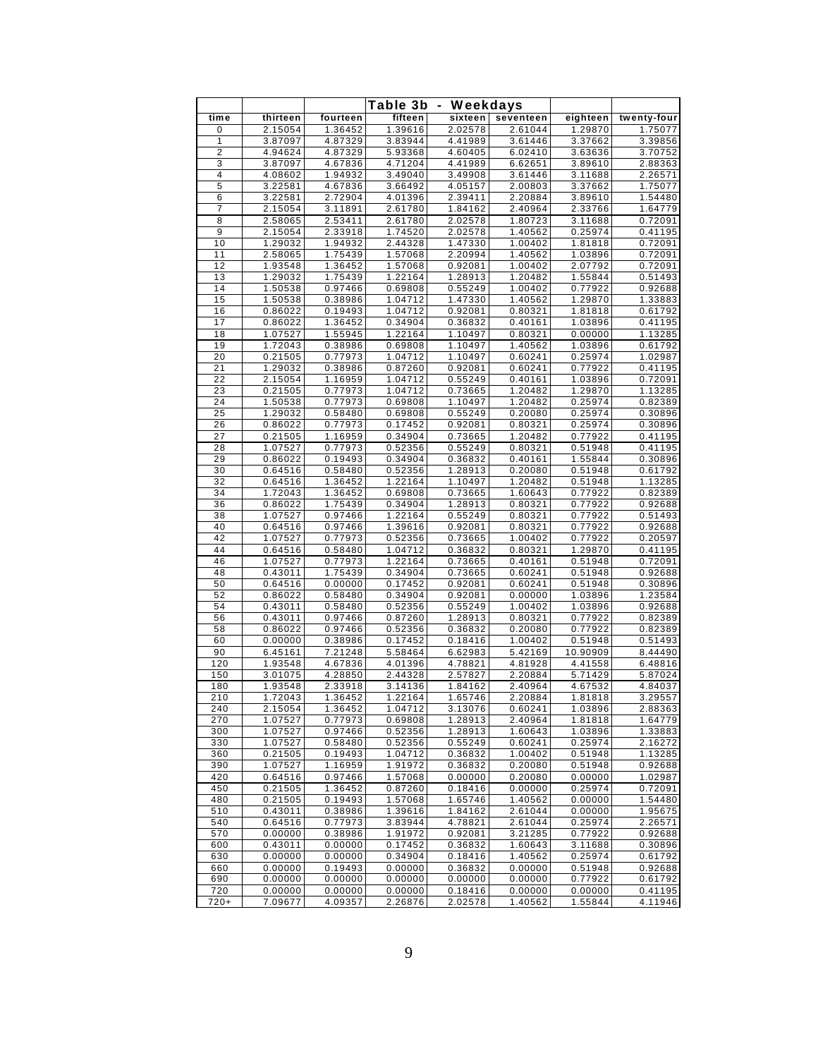| | | | Table 3b - Weekdays | | | | |
|---|---|---|---|---|---|---|---|
| time | thirteen | fourteen | fifteen | sixteen | seventeen | eighteen | twenty-four |
| 0 | 2.15054 | 1.36452 | 1.39616 | 2.02578 | 2.61044 | 1.29870 | 1.75077 |
| 1 | 3.87097 | 4.87329 | 3.83944 | 4.41989 | 3.61446 | 3.37662 | 3.39856 |
| 2 | 4.94624 | 4.87329 | 5.93368 | 4.60405 | 6.02410 | 3.63636 | 3.70752 |
| 3 | 3.87097 | 4.67836 | 4.71204 | 4.41989 | 6.62651 | 3.89610 | 2.88363 |
| 4 | 4.08602 | 1.94932 | 3.49040 | 3.49908 | 3.61446 | 3.11688 | 2.26571 |
| 5 | 3.22581 | 4.67836 | 3.66492 | 4.05157 | 2.00803 | 3.37662 | 1.75077 |
| 6 | 3.22581 | 2.72904 | 4.01396 | 2.39411 | 2.20884 | 3.89610 | 1.54480 |
| 7 | 2.15054 | 3.11891 | 2.61780 | 1.84162 | 2.40964 | 2.33766 | 1.64779 |
| 8 | 2.58065 | 2.53411 | 2.61780 | 2.02578 | 1.80723 | 3.11688 | 0.72091 |
| 9 | 2.15054 | 2.33918 | 1.74520 | 2.02578 | 1.40562 | 0.25974 | 0.41195 |
| 10 | 1.29032 | 1.94932 | 2.44328 | 1.47330 | 1.00402 | 1.81818 | 0.72091 |
| 11 | 2.58065 | 1.75439 | 1.57068 | 2.20994 | 1.40562 | 1.03896 | 0.72091 |
| 12 | 1.93548 | 1.36452 | 1.57068 | 0.92081 | 1.00402 | 2.07792 | 0.72091 |
| 13 | 1.29032 | 1.75439 | 1.22164 | 1.28913 | 1.20482 | 1.55844 | 0.51493 |
| 14 | 1.50538 | 0.97466 | 0.69808 | 0.55249 | 1.00402 | 0.77922 | 0.92688 |
| 15 | 1.50538 | 0.38986 | 1.04712 | 1.47330 | 1.40562 | 1.29870 | 1.33883 |
| 16 | 0.86022 | 0.19493 | 1.04712 | 0.92081 | 0.80321 | 1.81818 | 0.61792 |
| 17 | 0.86022 | 1.36452 | 0.34904 | 0.36832 | 0.40161 | 1.03896 | 0.41195 |
| 18 | 1.07527 | 1.55945 | 1.22164 | 1.10497 | 0.80321 | 0.00000 | 1.13285 |
| 19 | 1.72043 | 0.38986 | 0.69808 | 1.10497 | 1.40562 | 1.03896 | 0.61792 |
| 20 | 0.21505 | 0.77973 | 1.04712 | 1.10497 | 0.60241 | 0.25974 | 1.02987 |
| 21 | 1.29032 | 0.38986 | 0.87260 | 0.92081 | 0.60241 | 0.77922 | 0.41195 |
| 22 | 2.15054 | 1.16959 | 1.04712 | 0.55249 | 0.40161 | 1.03896 | 0.72091 |
| 23 | 0.21505 | 0.77973 | 1.04712 | 0.73665 | 1.20482 | 1.29870 | 1.13285 |
| 24 | 1.50538 | 0.77973 | 0.69808 | 1.10497 | 1.20482 | 0.25974 | 0.82389 |
| 25 | 1.29032 | 0.58480 | 0.69808 | 0.55249 | 0.20080 | 0.25974 | 0.30896 |
| 26 | 0.86022 | 0.77973 | 0.17452 | 0.92081 | 0.80321 | 0.25974 | 0.30896 |
| 27 | 0.21505 | 1.16959 | 0.34904 | 0.73665 | 1.20482 | 0.77922 | 0.41195 |
| 28 | 1.07527 | 0.77973 | 0.52356 | 0.55249 | 0.80321 | 0.51948 | 0.41195 |
| 29 | 0.86022 | 0.19493 | 0.34904 | 0.36832 | 0.40161 | 1.55844 | 0.30896 |
| 30 | 0.64516 | 0.58480 | 0.52356 | 1.28913 | 0.20080 | 0.51948 | 0.61792 |
| 32 | 0.64516 | 1.36452 | 1.22164 | 1.10497 | 1.20482 | 0.51948 | 1.13285 |
| 34 | 1.72043 | 1.36452 | 0.69808 | 0.73665 | 1.60643 | 0.77922 | 0.82389 |
| 36 | 0.86022 | 1.75439 | 0.34904 | 1.28913 | 0.80321 | 0.77922 | 0.92688 |
| 38 | 1.07527 | 0.97466 | 1.22164 | 0.55249 | 0.80321 | 0.77922 | 0.51493 |
| 40 | 0.64516 | 0.97466 | 1.39616 | 0.92081 | 0.80321 | 0.77922 | 0.92688 |
| 42 | 1.07527 | 0.77973 | 0.52356 | 0.73665 | 1.00402 | 0.77922 | 0.20597 |
| 44 | 0.64516 | 0.58480 | 1.04712 | 0.36832 | 0.80321 | 1.29870 | 0.41195 |
| 46 | 1.07527 | 0.77973 | 1.22164 | 0.73665 | 0.40161 | 0.51948 | 0.72091 |
| 48 | 0.43011 | 1.75439 | 0.34904 | 0.73665 | 0.60241 | 0.51948 | 0.92688 |
| 50 | 0.64516 | 0.00000 | 0.17452 | 0.92081 | 0.60241 | 0.51948 | 0.30896 |
| 52 | 0.86022 | 0.58480 | 0.34904 | 0.92081 | 0.00000 | 1.03896 | 1.23584 |
| 54 | 0.43011 | 0.58480 | 0.52356 | 0.55249 | 1.00402 | 1.03896 | 0.92688 |
| 56 | 0.43011 | 0.97466 | 0.87260 | 1.28913 | 0.80321 | 0.77922 | 0.82389 |
| 58 | 0.86022 | 0.97466 | 0.52356 | 0.36832 | 0.20080 | 0.77922 | 0.82389 |
| 60 | 0.00000 | 0.38986 | 0.17452 | 0.18416 | 1.00402 | 0.51948 | 0.51493 |
| 90 | 6.45161 | 7.21248 | 5.58464 | 6.62983 | 5.42169 | 10.90909 | 8.44490 |
| 120 | 1.93548 | 4.67836 | 4.01396 | 4.78821 | 4.81928 | 4.41558 | 6.48816 |
| 150 | 3.01075 | 4.28850 | 2.44328 | 2.57827 | 2.20884 | 5.71429 | 5.87024 |
| 180 | 1.93548 | 2.33918 | 3.14136 | 1.84162 | 2.40964 | 4.67532 | 4.84037 |
| 210 | 1.72043 | 1.36452 | 1.22164 | 1.65746 | 2.20884 | 1.81818 | 3.29557 |
| 240 | 2.15054 | 1.36452 | 1.04712 | 3.13076 | 0.60241 | 1.03896 | 2.88363 |
| 270 | 1.07527 | 0.77973 | 0.69808 | 1.28913 | 2.40964 | 1.81818 | 1.64779 |
| 300 | 1.07527 | 0.97466 | 0.52356 | 1.28913 | 1.60643 | 1.03896 | 1.33883 |
| 330 | 1.07527 | 0.58480 | 0.52356 | 0.55249 | 0.60241 | 0.25974 | 2.16272 |
| 360 | 0.21505 | 0.19493 | 1.04712 | 0.36832 | 1.00402 | 0.51948 | 1.13285 |
| 390 | 1.07527 | 1.16959 | 1.91972 | 0.36832 | 0.20080 | 0.51948 | 0.92688 |
| 420 | 0.64516 | 0.97466 | 1.57068 | 0.00000 | 0.20080 | 0.00000 | 1.02987 |
| 450 | 0.21505 | 1.36452 | 0.87260 | 0.18416 | 0.00000 | 0.25974 | 0.72091 |
| 480 | 0.21505 | 0.19493 | 1.57068 | 1.65746 | 1.40562 | 0.00000 | 1.54480 |
| 510 | 0.43011 | 0.38986 | 1.39616 | 1.84162 | 2.61044 | 0.00000 | 1.95675 |
| 540 | 0.64516 | 0.77973 | 3.83944 | 4.78821 | 2.61044 | 0.25974 | 2.26571 |
| 570 | 0.00000 | 0.38986 | 1.91972 | 0.92081 | 3.21285 | 0.77922 | 0.92688 |
| 600 | 0.43011 | 0.00000 | 0.17452 | 0.36832 | 1.60643 | 3.11688 | 0.30896 |
| 630 | 0.00000 | 0.00000 | 0.34904 | 0.18416 | 1.40562 | 0.25974 | 0.61792 |
| 660 | 0.00000 | 0.19493 | 0.00000 | 0.36832 | 0.00000 | 0.51948 | 0.92688 |
| 690 | 0.00000 | 0.00000 | 0.00000 | 0.00000 | 0.00000 | 0.77922 | 0.61792 |
| 720 | 0.00000 | 0.00000 | 0.00000 | 0.18416 | 0.00000 | 0.00000 | 0.41195 |
| 720+ | 7.09677 | 4.09357 | 2.26876 | 2.02578 | 1.40562 | 1.55844 | 4.11946 |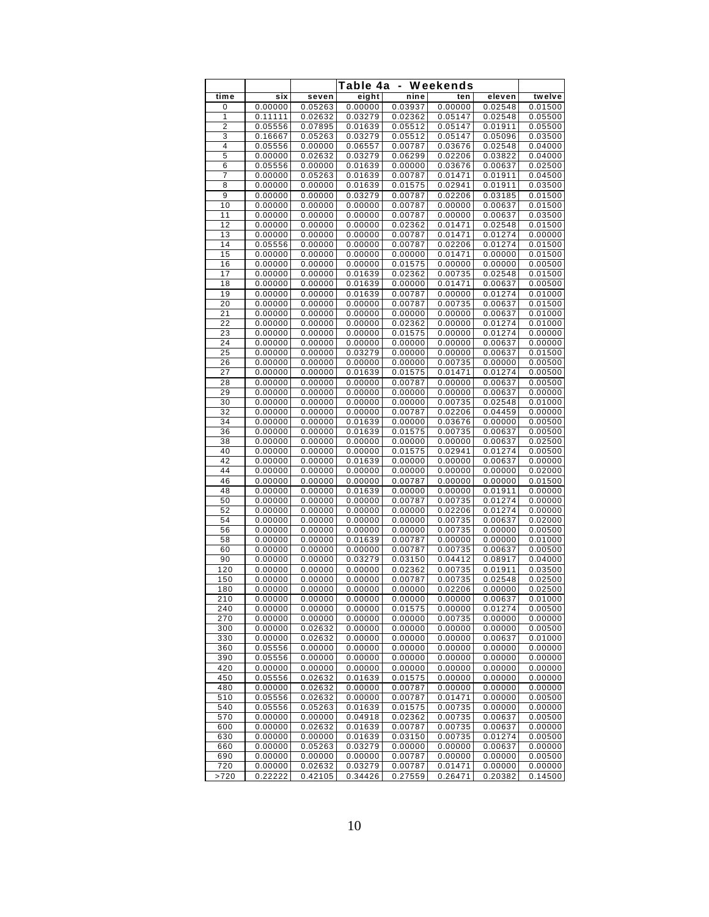| time | six | seven | eight | nine | ten | eleven | twelve |
|---|---|---|---|---|---|---|---|
| | | | **Table 4a - Weekends** | | | | |
| 0 | 0.00000 | 0.05263 | 0.00000 | 0.03937 | 0.00000 | 0.02548 | 0.01500 |
| 1 | 0.11111 | 0.02632 | 0.03279 | 0.02362 | 0.05147 | 0.02548 | 0.05500 |
| 2 | 0.05556 | 0.07895 | 0.01639 | 0.05512 | 0.05147 | 0.01911 | 0.05500 |
| 3 | 0.16667 | 0.05263 | 0.03279 | 0.05512 | 0.05147 | 0.05096 | 0.03500 |
| 4 | 0.05556 | 0.00000 | 0.06557 | 0.00787 | 0.03676 | 0.02548 | 0.04000 |
| 5 | 0.00000 | 0.02632 | 0.03279 | 0.06299 | 0.02206 | 0.03822 | 0.04000 |
| 6 | 0.05556 | 0.00000 | 0.01639 | 0.00000 | 0.03676 | 0.00637 | 0.02500 |
| 7 | 0.00000 | 0.05263 | 0.01639 | 0.00787 | 0.01471 | 0.01911 | 0.04500 |
| 8 | 0.00000 | 0.00000 | 0.01639 | 0.01575 | 0.02941 | 0.01911 | 0.03500 |
| 9 | 0.00000 | 0.00000 | 0.03279 | 0.00787 | 0.02206 | 0.03185 | 0.01500 |
| 10 | 0.00000 | 0.00000 | 0.00000 | 0.00787 | 0.00000 | 0.00637 | 0.01500 |
| 11 | 0.00000 | 0.00000 | 0.00000 | 0.00787 | 0.00000 | 0.00637 | 0.03500 |
| 12 | 0.00000 | 0.00000 | 0.00000 | 0.02362 | 0.01471 | 0.02548 | 0.01500 |
| 13 | 0.00000 | 0.00000 | 0.00000 | 0.00787 | 0.01471 | 0.01274 | 0.00000 |
| 14 | 0.05556 | 0.00000 | 0.00000 | 0.00787 | 0.02206 | 0.01274 | 0.01500 |
| 15 | 0.00000 | 0.00000 | 0.00000 | 0.00000 | 0.01471 | 0.00000 | 0.01500 |
| 16 | 0.00000 | 0.00000 | 0.00000 | 0.01575 | 0.00000 | 0.00000 | 0.00500 |
| 17 | 0.00000 | 0.00000 | 0.01639 | 0.02362 | 0.00735 | 0.02548 | 0.01500 |
| 18 | 0.00000 | 0.00000 | 0.01639 | 0.00000 | 0.01471 | 0.00637 | 0.00500 |
| 19 | 0.00000 | 0.00000 | 0.01639 | 0.00787 | 0.00000 | 0.01274 | 0.01000 |
| 20 | 0.00000 | 0.00000 | 0.00000 | 0.00787 | 0.00735 | 0.00637 | 0.01500 |
| 21 | 0.00000 | 0.00000 | 0.00000 | 0.00000 | 0.00000 | 0.00637 | 0.01000 |
| 22 | 0.00000 | 0.00000 | 0.00000 | 0.02362 | 0.00000 | 0.01274 | 0.01000 |
| 23 | 0.00000 | 0.00000 | 0.00000 | 0.01575 | 0.00000 | 0.01274 | 0.00000 |
| 24 | 0.00000 | 0.00000 | 0.00000 | 0.00000 | 0.00000 | 0.00637 | 0.00000 |
| 25 | 0.00000 | 0.00000 | 0.03279 | 0.00000 | 0.00000 | 0.00637 | 0.01500 |
| 26 | 0.00000 | 0.00000 | 0.00000 | 0.00000 | 0.00735 | 0.00000 | 0.00500 |
| 27 | 0.00000 | 0.00000 | 0.01639 | 0.01575 | 0.01471 | 0.01274 | 0.00500 |
| 28 | 0.00000 | 0.00000 | 0.00000 | 0.00787 | 0.00000 | 0.00637 | 0.00500 |
| 29 | 0.00000 | 0.00000 | 0.00000 | 0.00000 | 0.00000 | 0.00637 | 0.00000 |
| 30 | 0.00000 | 0.00000 | 0.00000 | 0.00000 | 0.00735 | 0.02548 | 0.01000 |
| 32 | 0.00000 | 0.00000 | 0.00000 | 0.00787 | 0.02206 | 0.04459 | 0.00000 |
| 34 | 0.00000 | 0.00000 | 0.01639 | 0.00000 | 0.03676 | 0.00000 | 0.00500 |
| 36 | 0.00000 | 0.00000 | 0.01639 | 0.01575 | 0.00735 | 0.00637 | 0.00500 |
| 38 | 0.00000 | 0.00000 | 0.00000 | 0.00000 | 0.00000 | 0.00637 | 0.02500 |
| 40 | 0.00000 | 0.00000 | 0.00000 | 0.01575 | 0.02941 | 0.01274 | 0.00500 |
| 42 | 0.00000 | 0.00000 | 0.01639 | 0.00000 | 0.00000 | 0.00637 | 0.00000 |
| 44 | 0.00000 | 0.00000 | 0.00000 | 0.00000 | 0.00000 | 0.00000 | 0.02000 |
| 46 | 0.00000 | 0.00000 | 0.00000 | 0.00787 | 0.00000 | 0.00000 | 0.01500 |
| 48 | 0.00000 | 0.00000 | 0.01639 | 0.00000 | 0.00000 | 0.01911 | 0.00000 |
| 50 | 0.00000 | 0.00000 | 0.00000 | 0.00787 | 0.00735 | 0.01274 | 0.00000 |
| 52 | 0.00000 | 0.00000 | 0.00000 | 0.00000 | 0.02206 | 0.01274 | 0.00000 |
| 54 | 0.00000 | 0.00000 | 0.00000 | 0.00000 | 0.00735 | 0.00637 | 0.02000 |
| 56 | 0.00000 | 0.00000 | 0.00000 | 0.00000 | 0.00735 | 0.00000 | 0.00500 |
| 58 | 0.00000 | 0.00000 | 0.01639 | 0.00787 | 0.00000 | 0.00000 | 0.01000 |
| 60 | 0.00000 | 0.00000 | 0.00000 | 0.00787 | 0.00735 | 0.00637 | 0.00500 |
| 90 | 0.00000 | 0.00000 | 0.03279 | 0.03150 | 0.04412 | 0.08917 | 0.04000 |
| 120 | 0.00000 | 0.00000 | 0.00000 | 0.02362 | 0.00735 | 0.01911 | 0.03500 |
| 150 | 0.00000 | 0.00000 | 0.00000 | 0.00787 | 0.00735 | 0.02548 | 0.02500 |
| 180 | 0.00000 | 0.00000 | 0.00000 | 0.00000 | 0.02206 | 0.00000 | 0.02500 |
| 210 | 0.00000 | 0.00000 | 0.00000 | 0.00000 | 0.00000 | 0.00637 | 0.01000 |
| 240 | 0.00000 | 0.00000 | 0.00000 | 0.01575 | 0.00000 | 0.01274 | 0.00500 |
| 270 | 0.00000 | 0.00000 | 0.00000 | 0.00000 | 0.00735 | 0.00000 | 0.00000 |
| 300 | 0.00000 | 0.02632 | 0.00000 | 0.00000 | 0.00000 | 0.00000 | 0.00500 |
| 330 | 0.00000 | 0.02632 | 0.00000 | 0.00000 | 0.00000 | 0.00637 | 0.01000 |
| 360 | 0.05556 | 0.00000 | 0.00000 | 0.00000 | 0.00000 | 0.00000 | 0.00000 |
| 390 | 0.05556 | 0.00000 | 0.00000 | 0.00000 | 0.00000 | 0.00000 | 0.00000 |
| 420 | 0.00000 | 0.00000 | 0.00000 | 0.00000 | 0.00000 | 0.00000 | 0.00000 |
| 450 | 0.05556 | 0.02632 | 0.01639 | 0.01575 | 0.00000 | 0.00000 | 0.00000 |
| 480 | 0.00000 | 0.02632 | 0.00000 | 0.00787 | 0.00000 | 0.00000 | 0.00000 |
| 510 | 0.05556 | 0.02632 | 0.00000 | 0.00787 | 0.01471 | 0.00000 | 0.00500 |
| 540 | 0.05556 | 0.05263 | 0.01639 | 0.01575 | 0.00735 | 0.00000 | 0.00000 |
| 570 | 0.00000 | 0.00000 | 0.04918 | 0.02362 | 0.00735 | 0.00637 | 0.00500 |
| 600 | 0.00000 | 0.02632 | 0.01639 | 0.00787 | 0.00735 | 0.00637 | 0.00000 |
| 630 | 0.00000 | 0.00000 | 0.01639 | 0.03150 | 0.00735 | 0.01274 | 0.00500 |
| 660 | 0.00000 | 0.05263 | 0.03279 | 0.00000 | 0.00000 | 0.00637 | 0.00000 |
| 690 | 0.00000 | 0.00000 | 0.00000 | 0.00787 | 0.00000 | 0.00000 | 0.00500 |
| 720 | 0.00000 | 0.02632 | 0.03279 | 0.00787 | 0.01471 | 0.00000 | 0.00000 |
| >720 | 0.22222 | 0.42105 | 0.34426 | 0.27559 | 0.26471 | 0.20382 | 0.14500 |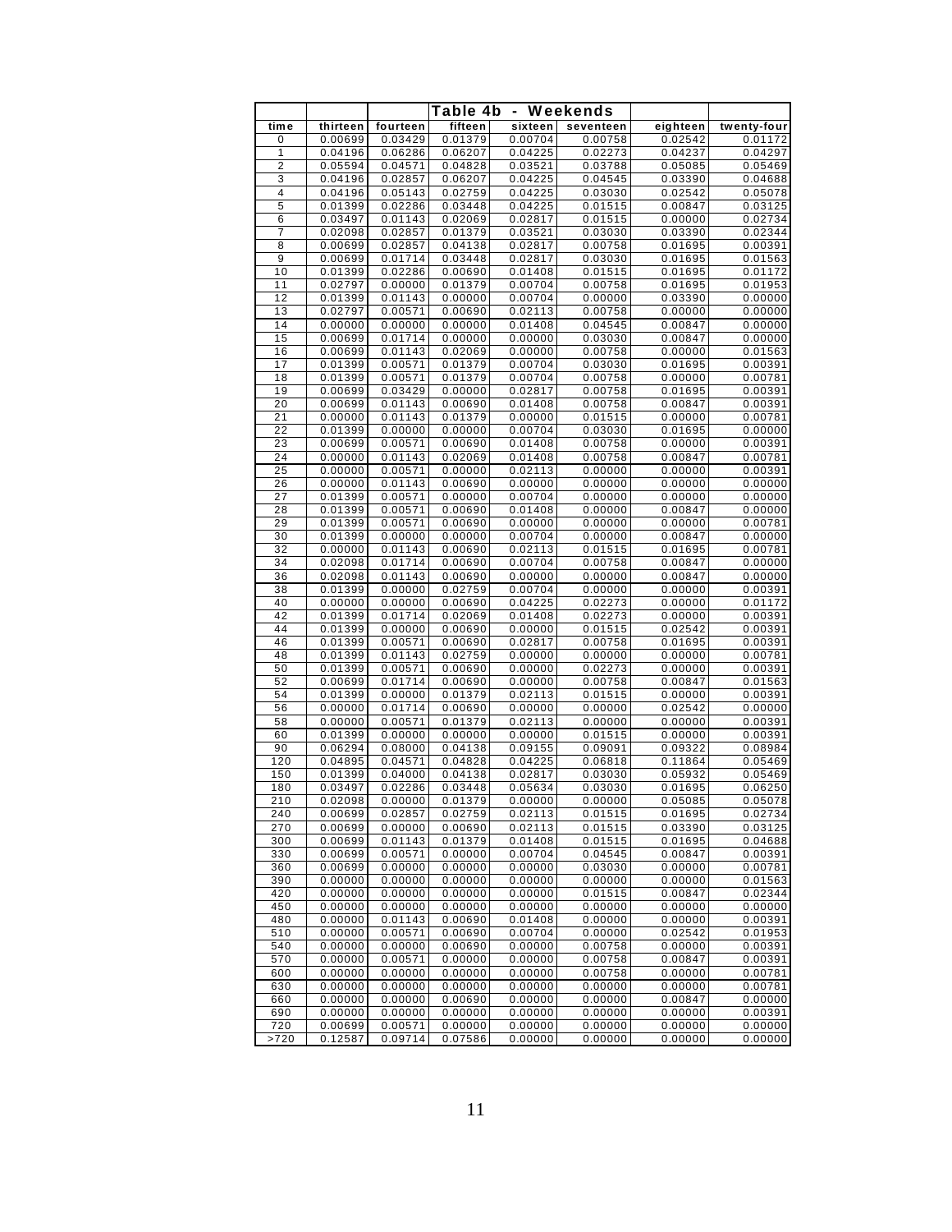| | | | Table 4b - Weekends | | | | |
|---|---|---|---|---|---|---|---|
| time | thirteen | fourteen | fifteen | sixteen | seventeen | eighteen | twenty-four |
| 0 | 0.00699 | 0.03429 | 0.01379 | 0.00704 | 0.00758 | 0.02542 | 0.01172 |
| 1 | 0.04196 | 0.06286 | 0.06207 | 0.04225 | 0.02273 | 0.04237 | 0.04297 |
| 2 | 0.05594 | 0.04571 | 0.04828 | 0.03521 | 0.03788 | 0.05085 | 0.05469 |
| 3 | 0.04196 | 0.02857 | 0.06207 | 0.04225 | 0.04545 | 0.03390 | 0.04688 |
| 4 | 0.04196 | 0.05143 | 0.02759 | 0.04225 | 0.03030 | 0.02542 | 0.05078 |
| 5 | 0.01399 | 0.02286 | 0.03448 | 0.04225 | 0.01515 | 0.00847 | 0.03125 |
| 6 | 0.03497 | 0.01143 | 0.02069 | 0.02817 | 0.01515 | 0.00000 | 0.02734 |
| 7 | 0.02098 | 0.02857 | 0.01379 | 0.03521 | 0.03030 | 0.03390 | 0.02344 |
| 8 | 0.00699 | 0.02857 | 0.04138 | 0.02817 | 0.00758 | 0.01695 | 0.00391 |
| 9 | 0.00699 | 0.01714 | 0.03448 | 0.02817 | 0.03030 | 0.01695 | 0.01563 |
| 10 | 0.01399 | 0.02286 | 0.00690 | 0.01408 | 0.01515 | 0.01695 | 0.01172 |
| 11 | 0.02797 | 0.00000 | 0.01379 | 0.00704 | 0.00758 | 0.01695 | 0.01953 |
| 12 | 0.01399 | 0.01143 | 0.00000 | 0.00704 | 0.00000 | 0.03390 | 0.00000 |
| 13 | 0.02797 | 0.00571 | 0.00690 | 0.02113 | 0.00758 | 0.00000 | 0.00000 |
| 14 | 0.00000 | 0.00000 | 0.00000 | 0.01408 | 0.04545 | 0.00847 | 0.00000 |
| 15 | 0.00699 | 0.01714 | 0.00000 | 0.00000 | 0.03030 | 0.00847 | 0.00000 |
| 16 | 0.00699 | 0.01143 | 0.02069 | 0.00000 | 0.00758 | 0.00000 | 0.01563 |
| 17 | 0.01399 | 0.00571 | 0.01379 | 0.00704 | 0.03030 | 0.01695 | 0.00391 |
| 18 | 0.01399 | 0.00571 | 0.01379 | 0.00704 | 0.00758 | 0.00000 | 0.00781 |
| 19 | 0.00699 | 0.03429 | 0.00000 | 0.02817 | 0.00758 | 0.01695 | 0.00391 |
| 20 | 0.00699 | 0.01143 | 0.00690 | 0.01408 | 0.00758 | 0.00847 | 0.00391 |
| 21 | 0.00000 | 0.01143 | 0.01379 | 0.00000 | 0.01515 | 0.00000 | 0.00781 |
| 22 | 0.01399 | 0.00000 | 0.00000 | 0.00704 | 0.03030 | 0.01695 | 0.00000 |
| 23 | 0.00699 | 0.00571 | 0.00690 | 0.01408 | 0.00758 | 0.00000 | 0.00391 |
| 24 | 0.00000 | 0.01143 | 0.02069 | 0.01408 | 0.00758 | 0.00847 | 0.00781 |
| 25 | 0.00000 | 0.00571 | 0.00000 | 0.02113 | 0.00000 | 0.00000 | 0.00391 |
| 26 | 0.00000 | 0.01143 | 0.00690 | 0.00000 | 0.00000 | 0.00000 | 0.00000 |
| 27 | 0.01399 | 0.00571 | 0.00000 | 0.00704 | 0.00000 | 0.00000 | 0.00000 |
| 28 | 0.01399 | 0.00571 | 0.00690 | 0.01408 | 0.00000 | 0.00847 | 0.00000 |
| 29 | 0.01399 | 0.00571 | 0.00690 | 0.00000 | 0.00000 | 0.00000 | 0.00781 |
| 30 | 0.01399 | 0.00000 | 0.00000 | 0.00704 | 0.00000 | 0.00847 | 0.00000 |
| 32 | 0.00000 | 0.01143 | 0.00690 | 0.02113 | 0.01515 | 0.01695 | 0.00781 |
| 34 | 0.02098 | 0.01714 | 0.00690 | 0.00704 | 0.00758 | 0.00847 | 0.00000 |
| 36 | 0.02098 | 0.01143 | 0.00690 | 0.00000 | 0.00000 | 0.00847 | 0.00000 |
| 38 | 0.01399 | 0.00000 | 0.02759 | 0.00704 | 0.00000 | 0.00000 | 0.00391 |
| 40 | 0.00000 | 0.00000 | 0.00690 | 0.04225 | 0.02273 | 0.00000 | 0.01172 |
| 42 | 0.01399 | 0.01714 | 0.02069 | 0.01408 | 0.02273 | 0.00000 | 0.00391 |
| 44 | 0.01399 | 0.00000 | 0.00690 | 0.00000 | 0.01515 | 0.02542 | 0.00391 |
| 46 | 0.01399 | 0.00571 | 0.00690 | 0.02817 | 0.00758 | 0.01695 | 0.00391 |
| 48 | 0.01399 | 0.01143 | 0.02759 | 0.00000 | 0.00000 | 0.00000 | 0.00781 |
| 50 | 0.01399 | 0.00571 | 0.00690 | 0.00000 | 0.02273 | 0.00000 | 0.00391 |
| 52 | 0.00699 | 0.01714 | 0.00690 | 0.00000 | 0.00758 | 0.00847 | 0.01563 |
| 54 | 0.01399 | 0.00000 | 0.01379 | 0.02113 | 0.01515 | 0.00000 | 0.00391 |
| 56 | 0.00000 | 0.01714 | 0.00690 | 0.00000 | 0.00000 | 0.02542 | 0.00000 |
| 58 | 0.00000 | 0.00571 | 0.01379 | 0.02113 | 0.00000 | 0.00000 | 0.00391 |
| 60 | 0.01399 | 0.00000 | 0.00000 | 0.00000 | 0.01515 | 0.00000 | 0.00391 |
| 90 | 0.06294 | 0.08000 | 0.04138 | 0.09155 | 0.09091 | 0.09322 | 0.08984 |
| 120 | 0.04895 | 0.04571 | 0.04828 | 0.04225 | 0.06818 | 0.11864 | 0.05469 |
| 150 | 0.01399 | 0.04000 | 0.04138 | 0.02817 | 0.03030 | 0.05932 | 0.05469 |
| 180 | 0.03497 | 0.02286 | 0.03448 | 0.05634 | 0.03030 | 0.01695 | 0.06250 |
| 210 | 0.02098 | 0.00000 | 0.01379 | 0.00000 | 0.00000 | 0.05085 | 0.05078 |
| 240 | 0.00699 | 0.02857 | 0.02759 | 0.02113 | 0.01515 | 0.01695 | 0.02734 |
| 270 | 0.00699 | 0.00000 | 0.00690 | 0.02113 | 0.01515 | 0.03390 | 0.03125 |
| 300 | 0.00699 | 0.01143 | 0.01379 | 0.01408 | 0.01515 | 0.01695 | 0.04688 |
| 330 | 0.00699 | 0.00571 | 0.00000 | 0.00704 | 0.04545 | 0.00847 | 0.00391 |
| 360 | 0.00699 | 0.00000 | 0.00000 | 0.00000 | 0.03030 | 0.00000 | 0.00781 |
| 390 | 0.00000 | 0.00000 | 0.00000 | 0.00000 | 0.00000 | 0.00000 | 0.01563 |
| 420 | 0.00000 | 0.00000 | 0.00000 | 0.00000 | 0.01515 | 0.00847 | 0.02344 |
| 450 | 0.00000 | 0.00000 | 0.00000 | 0.00000 | 0.00000 | 0.00000 | 0.00000 |
| 480 | 0.00000 | 0.01143 | 0.00690 | 0.01408 | 0.00000 | 0.00000 | 0.00391 |
| 510 | 0.00000 | 0.00571 | 0.00690 | 0.00704 | 0.00000 | 0.02542 | 0.01953 |
| 540 | 0.00000 | 0.00000 | 0.00690 | 0.00000 | 0.00758 | 0.00000 | 0.00391 |
| 570 | 0.00000 | 0.00571 | 0.00000 | 0.00000 | 0.00758 | 0.00847 | 0.00391 |
| 600 | 0.00000 | 0.00000 | 0.00000 | 0.00000 | 0.00758 | 0.00000 | 0.00781 |
| 630 | 0.00000 | 0.00000 | 0.00000 | 0.00000 | 0.00000 | 0.00000 | 0.00781 |
| 660 | 0.00000 | 0.00000 | 0.00690 | 0.00000 | 0.00000 | 0.00847 | 0.00000 |
| 690 | 0.00000 | 0.00000 | 0.00000 | 0.00000 | 0.00000 | 0.00000 | 0.00391 |
| 720 | 0.00699 | 0.00571 | 0.00000 | 0.00000 | 0.00000 | 0.00000 | 0.00000 |
| >720 | 0.12587 | 0.09714 | 0.07586 | 0.00000 | 0.00000 | 0.00000 | 0.00000 |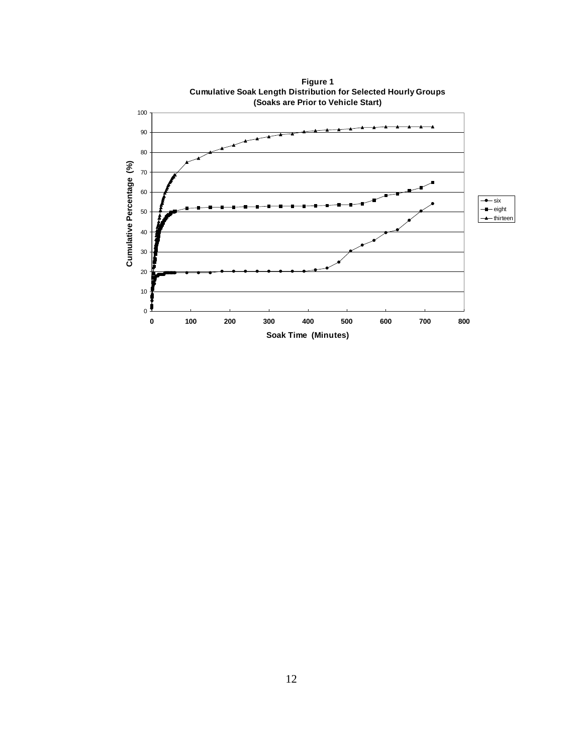**Figure 1**
**Cumulative Soak Length Distribution for Selected Hourly Groups**
**(Soaks are Prior to Vehicle Start)**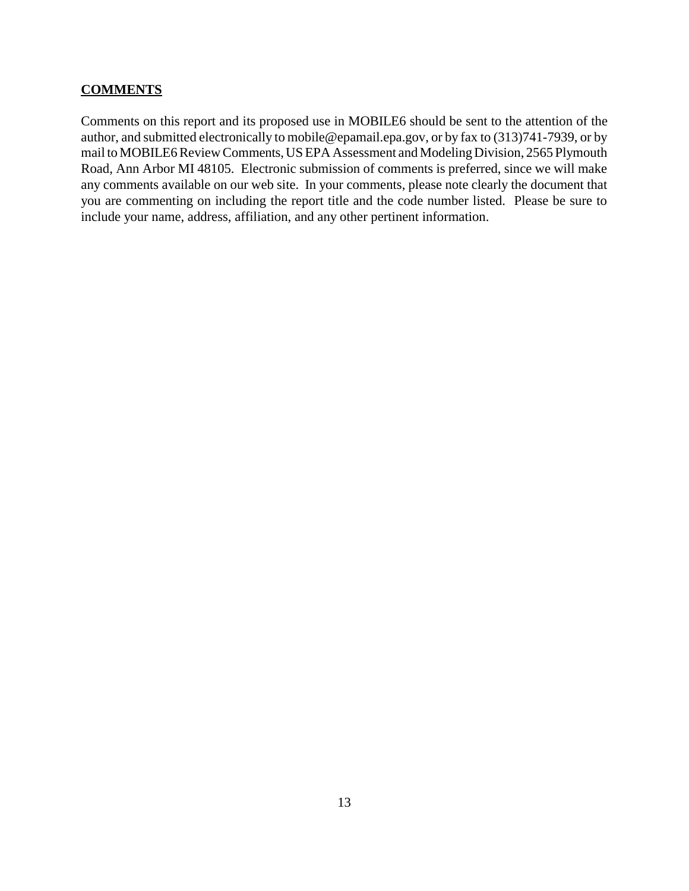## COMMENTS

Comments on this report and its proposed use in MOBILE6 should be sent to the attention of the author, and submitted electronically to mobile@epamail.epa.gov, or by fax to (313)741-7939, or by mail to MOBILE6 Review Comments, US EPA Assessment and Modeling Division, 2565 Plymouth Road, Ann Arbor MI 48105. Electronic submission of comments is preferred, since we will make any comments available on our web site. In your comments, please note clearly the document that you are commenting on including the report title and the code number listed. Please be sure to include your name, address, affiliation, and any other pertinent information.